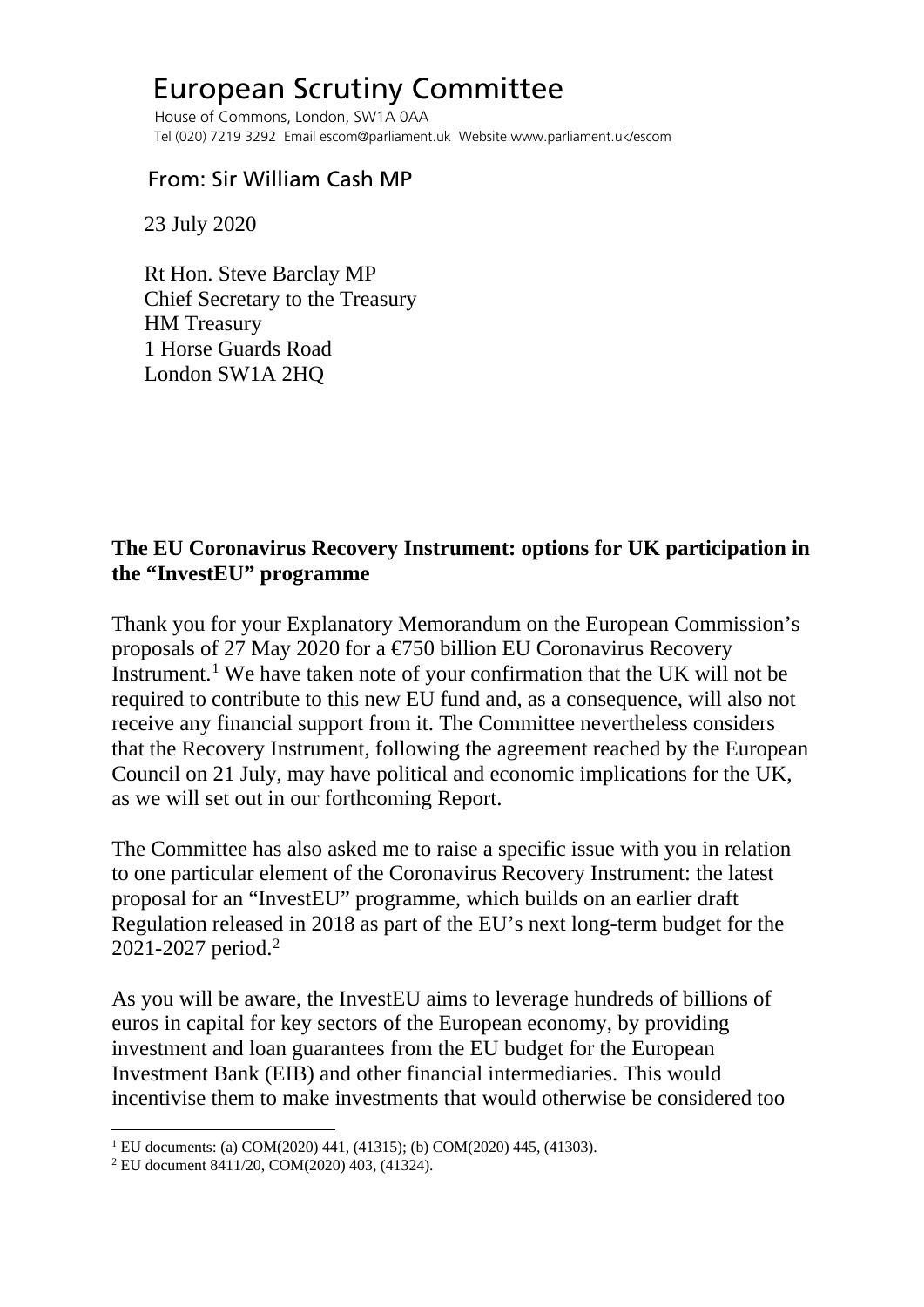# European Scrutiny Committee

House of Commons, London, SW1A 0AA
Tel (020) 7219 3292 Email escom@parliament.uk Website www.parliament.uk/escom

From: Sir William Cash MP

23 July 2020

Rt Hon. Steve Barclay MP
Chief Secretary to the Treasury
HM Treasury
1 Horse Guards Road
London SW1A 2HQ

**The EU Coronavirus Recovery Instrument: options for UK participation in the "InvestEU" programme**

Thank you for your Explanatory Memorandum on the European Commission's proposals of 27 May 2020 for a €750 billion EU Coronavirus Recovery Instrument.[1] We have taken note of your confirmation that the UK will not be required to contribute to this new EU fund and, as a consequence, will also not receive any financial support from it. The Committee nevertheless considers that the Recovery Instrument, following the agreement reached by the European Council on 21 July, may have political and economic implications for the UK, as we will set out in our forthcoming Report.

The Committee has also asked me to raise a specific issue with you in relation to one particular element of the Coronavirus Recovery Instrument: the latest proposal for an "InvestEU" programme, which builds on an earlier draft Regulation released in 2018 as part of the EU's next long-term budget for the 2021-2027 period.[2]

As you will be aware, the InvestEU aims to leverage hundreds of billions of euros in capital for key sectors of the European economy, by providing investment and loan guarantees from the EU budget for the European Investment Bank (EIB) and other financial intermediaries. This would incentivise them to make investments that would otherwise be considered too

---

[1] EU documents: (a) COM(2020) 441, (41315); (b) COM(2020) 445, (41303).

[2] EU document 8411/20, COM(2020) 403, (41324).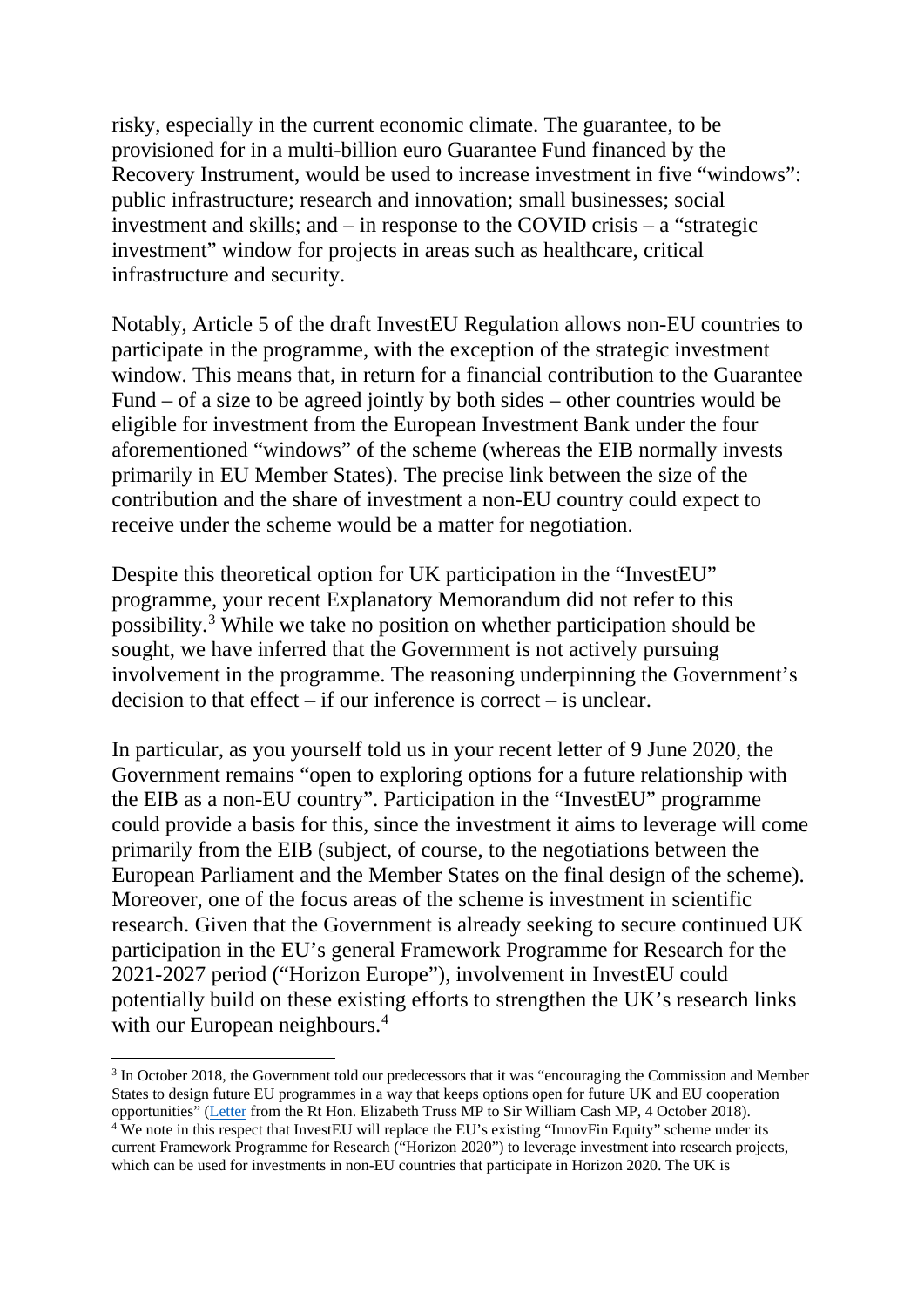risky, especially in the current economic climate. The guarantee, to be provisioned for in a multi-billion euro Guarantee Fund financed by the Recovery Instrument, would be used to increase investment in five "windows": public infrastructure; research and innovation; small businesses; social investment and skills; and – in response to the COVID crisis – a "strategic investment" window for projects in areas such as healthcare, critical infrastructure and security.

Notably, Article 5 of the draft InvestEU Regulation allows non-EU countries to participate in the programme, with the exception of the strategic investment window. This means that, in return for a financial contribution to the Guarantee Fund – of a size to be agreed jointly by both sides – other countries would be eligible for investment from the European Investment Bank under the four aforementioned "windows" of the scheme (whereas the EIB normally invests primarily in EU Member States). The precise link between the size of the contribution and the share of investment a non-EU country could expect to receive under the scheme would be a matter for negotiation.

Despite this theoretical option for UK participation in the "InvestEU" programme, your recent Explanatory Memorandum did not refer to this possibility.[3] While we take no position on whether participation should be sought, we have inferred that the Government is not actively pursuing involvement in the programme. The reasoning underpinning the Government's decision to that effect – if our inference is correct – is unclear.

In particular, as you yourself told us in your recent letter of 9 June 2020, the Government remains "open to exploring options for a future relationship with the EIB as a non-EU country". Participation in the "InvestEU" programme could provide a basis for this, since the investment it aims to leverage will come primarily from the EIB (subject, of course, to the negotiations between the European Parliament and the Member States on the final design of the scheme). Moreover, one of the focus areas of the scheme is investment in scientific research. Given that the Government is already seeking to secure continued UK participation in the EU's general Framework Programme for Research for the 2021-2027 period ("Horizon Europe"), involvement in InvestEU could potentially build on these existing efforts to strengthen the UK's research links with our European neighbours.[4]

---

[3] In October 2018, the Government told our predecessors that it was "encouraging the Commission and Member States to design future EU programmes in a way that keeps options open for future UK and EU cooperation opportunities" (Letter from the Rt Hon. Elizabeth Truss MP to Sir William Cash MP, 4 October 2018).

[4] We note in this respect that InvestEU will replace the EU's existing "InnovFin Equity" scheme under its current Framework Programme for Research ("Horizon 2020") to leverage investment into research projects, which can be used for investments in non-EU countries that participate in Horizon 2020. The UK is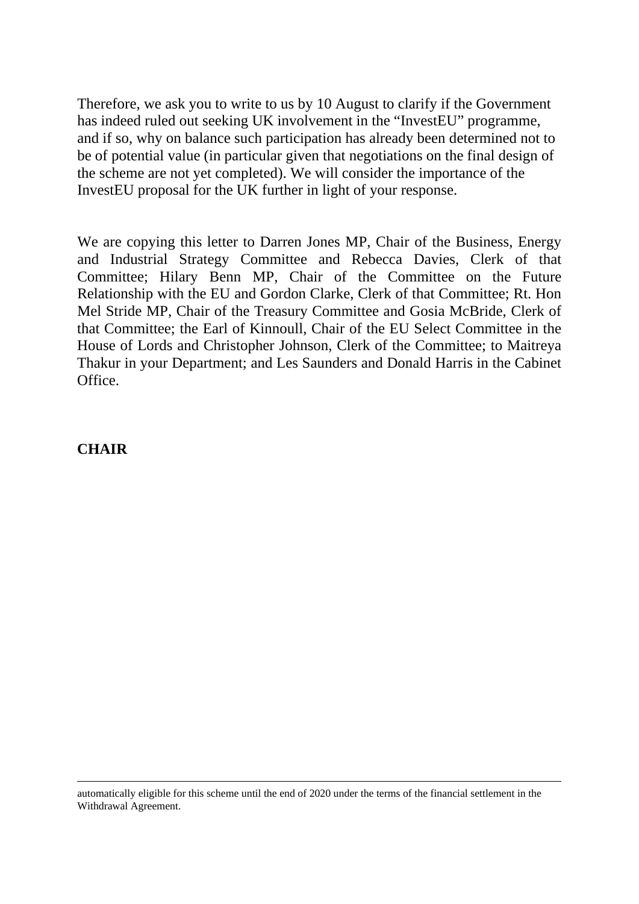Therefore, we ask you to write to us by 10 August to clarify if the Government has indeed ruled out seeking UK involvement in the "InvestEU" programme, and if so, why on balance such participation has already been determined not to be of potential value (in particular given that negotiations on the final design of the scheme are not yet completed). We will consider the importance of the InvestEU proposal for the UK further in light of your response.

We are copying this letter to Darren Jones MP, Chair of the Business, Energy and Industrial Strategy Committee and Rebecca Davies, Clerk of that Committee; Hilary Benn MP, Chair of the Committee on the Future Relationship with the EU and Gordon Clarke, Clerk of that Committee; Rt. Hon Mel Stride MP, Chair of the Treasury Committee and Gosia McBride, Clerk of that Committee; the Earl of Kinnoull, Chair of the EU Select Committee in the House of Lords and Christopher Johnson, Clerk of the Committee; to Maitreya Thakur in your Department; and Les Saunders and Donald Harris in the Cabinet Office.

**CHAIR**

---

automatically eligible for this scheme until the end of 2020 under the terms of the financial settlement in the Withdrawal Agreement.